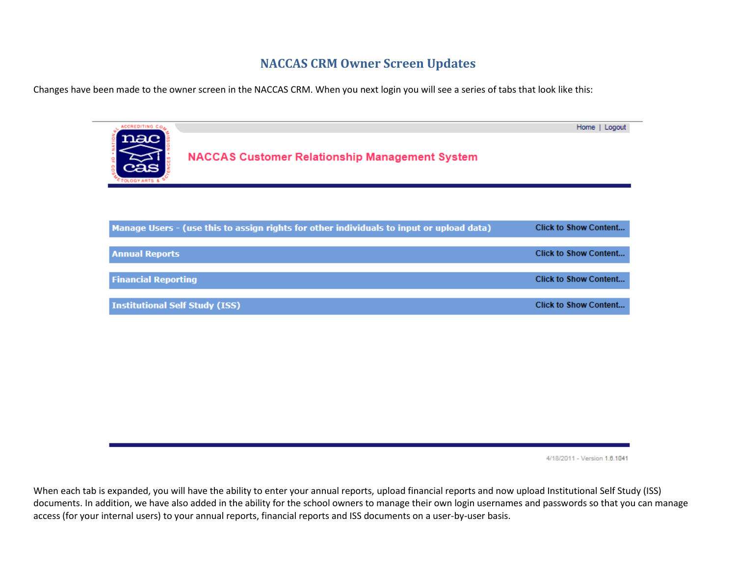# NACCAS CRM Owner Screen Updates

Changes have been made to the owner screen in the NACCAS CRM. When you next login you will see a series of tabs that look like this:

Home | Logout

NACCAS Customer Relationship Management System

| | |
|---|---|
| Manage Users - (use this to assign rights for other individuals to input or upload data) | Click to Show Content... |
| Annual Reports | Click to Show Content... |
| Financial Reporting | Click to Show Content... |
| Institutional Self Study (ISS) | Click to Show Content... |

4/18/2011 - Version 1.6.1041

When each tab is expanded, you will have the ability to enter your annual reports, upload financial reports and now upload Institutional Self Study (ISS) documents. In addition, we have also added in the ability for the school owners to manage their own login usernames and passwords so that you can manage access (for your internal users) to your annual reports, financial reports and ISS documents on a user-by-user basis.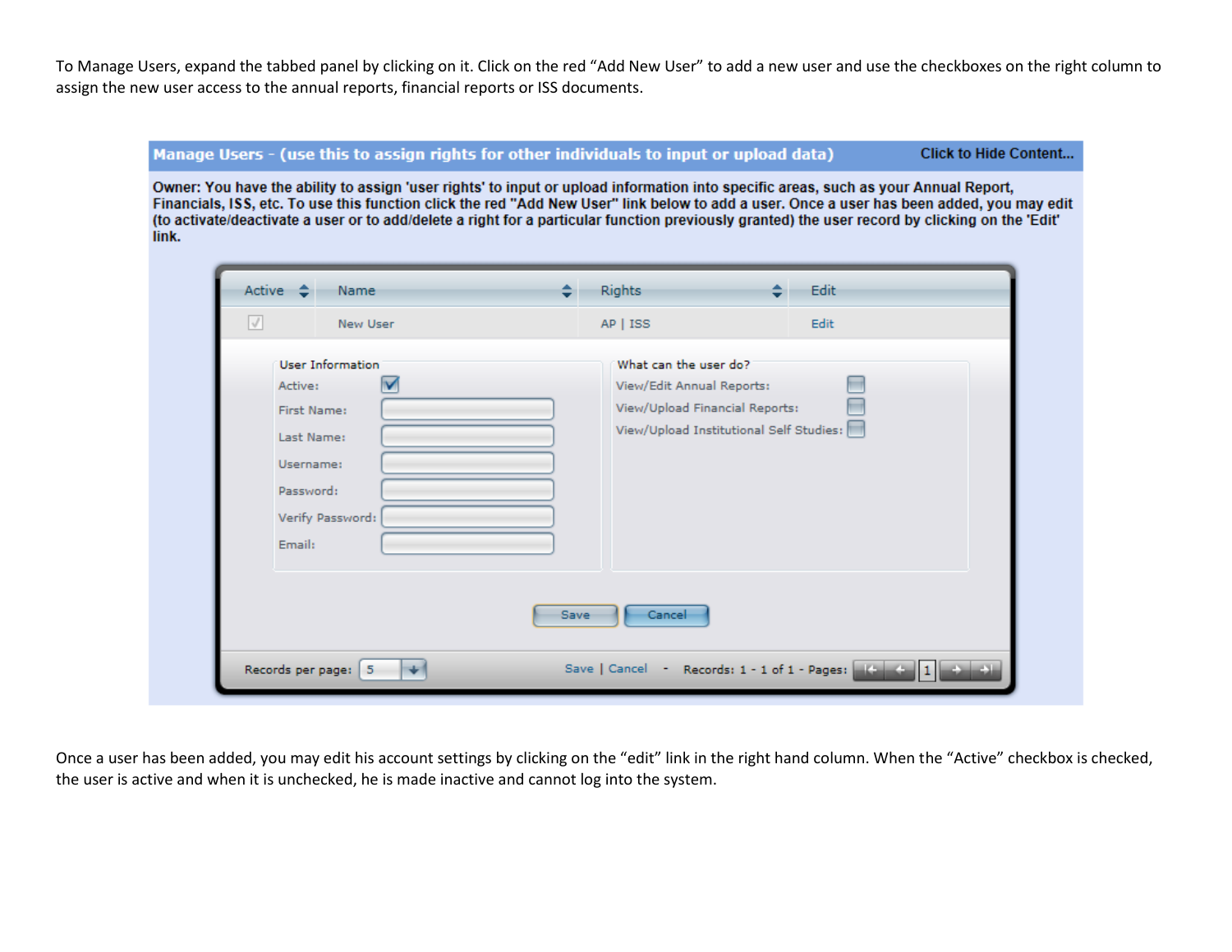To Manage Users, expand the tabbed panel by clicking on it. Click on the red “Add New User” to add a new user and use the checkboxes on the right column to assign the new user access to the annual reports, financial reports or ISS documents.

**Manage Users - (use this to assign rights for other individuals to input or upload data)** Click to Hide Content...

**Owner: You have the ability to assign 'user rights' to input or upload information into specific areas, such as your Annual Report, Financials, ISS, etc. To use this function click the red "Add New User" link below to add a user. Once a user has been added, you may edit (to activate/deactivate a user or to add/delete a right for a particular function previously granted) the user record by clicking on the 'Edit' link.**

| Active | Name | Rights | Edit |
| --- | --- | --- | --- |
| ☑ | New User | AP \| ISS | Edit |

User Information

- Active: ☑
- First Name:
- Last Name:
- Username:
- Password:
- Verify Password:
- Email:

What can the user do?

- View/Edit Annual Reports: ☐
- View/Upload Financial Reports: ☐
- View/Upload Institutional Self Studies: ☐

Save | Cancel

Records per page: 5 — Save | Cancel - Records: 1 - 1 of 1 - Pages: 1

Once a user has been added, you may edit his account settings by clicking on the “edit” link in the right hand column. When the “Active” checkbox is checked, the user is active and when it is unchecked, he is made inactive and cannot log into the system.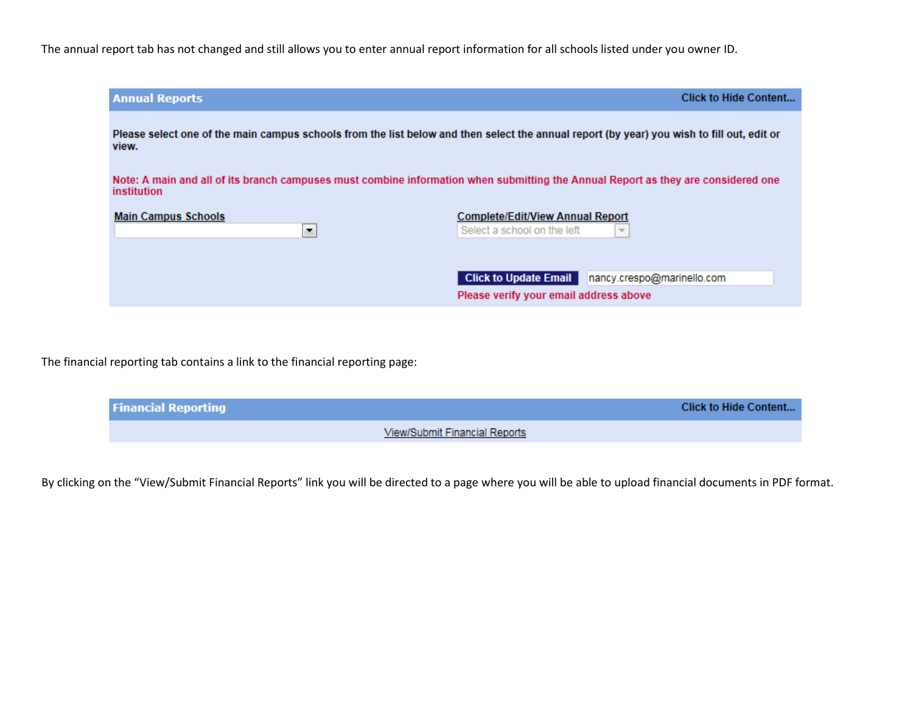The annual report tab has not changed and still allows you to enter annual report information for all schools listed under you owner ID.

**Annual Reports** — Click to Hide Content...

**Please select one of the main campus schools from the list below and then select the annual report (by year) you wish to fill out, edit or view.**

**Note: A main and all of its branch campuses must combine information when submitting the Annual Report as they are considered one institution**

**Main Campus Schools**

**Complete/Edit/View Annual Report**

Select a school on the left

**Click to Update Email** nancy.crespo@marinello.com

**Please verify your email address above**

The financial reporting tab contains a link to the financial reporting page:

**Financial Reporting** — Click to Hide Content...

View/Submit Financial Reports

By clicking on the "View/Submit Financial Reports" link you will be directed to a page where you will be able to upload financial documents in PDF format.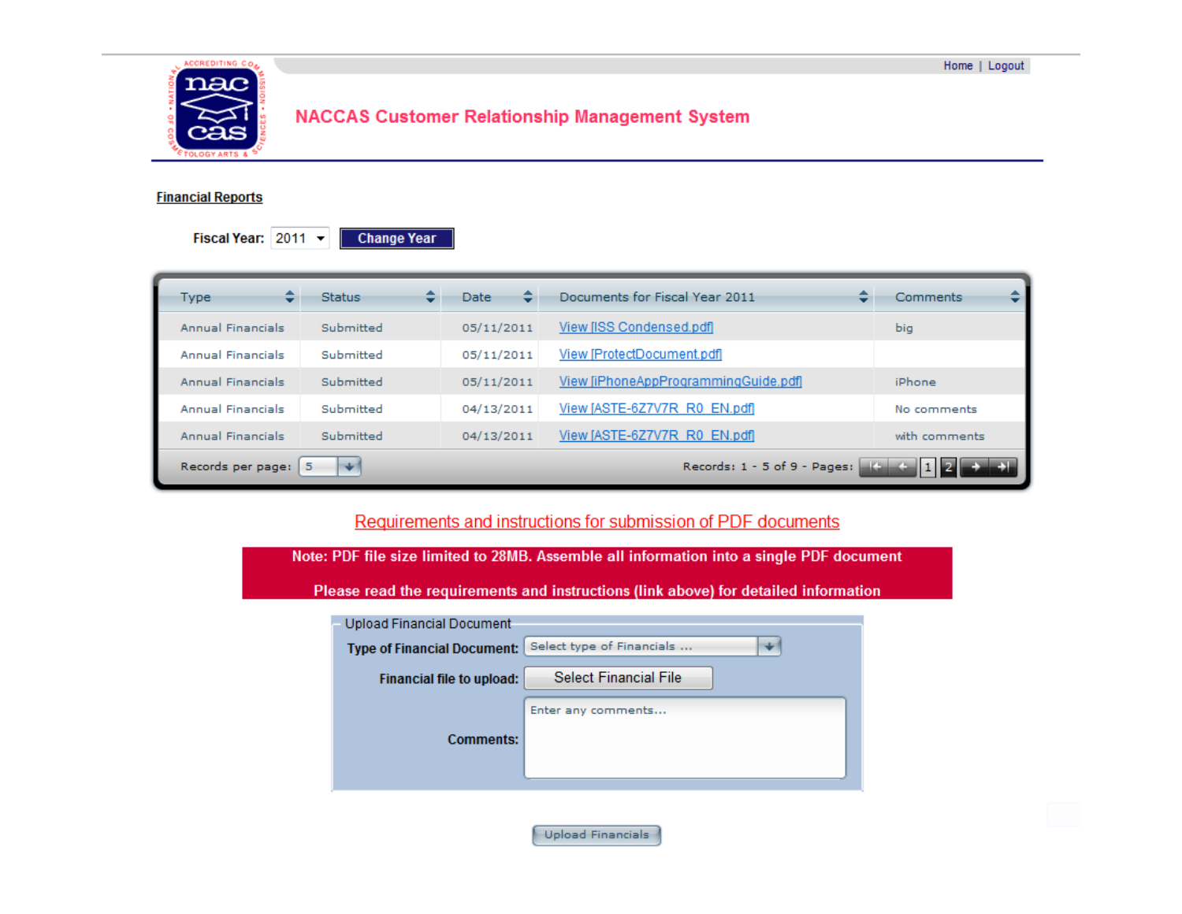Home | Logout

# NACCAS Customer Relationship Management System

**Financial Reports**

**Fiscal Year:** 2011 [Change Year]

| Type | Status | Date | Documents for Fiscal Year 2011 | Comments |
|---|---|---|---|---|
| Annual Financials | Submitted | 05/11/2011 | View [ISS Condensed.pdf] | big |
| Annual Financials | Submitted | 05/11/2011 | View [ProtectDocument.pdf] | |
| Annual Financials | Submitted | 05/11/2011 | View [iPhoneAppProgrammingGuide.pdf] | iPhone |
| Annual Financials | Submitted | 04/13/2011 | View [ASTE-6Z7V7R_R0_EN.pdf] | No comments |
| Annual Financials | Submitted | 04/13/2011 | View [ASTE-6Z7V7R_R0_EN.pdf] | with comments |

Records per page: 5 — Records: 1 - 5 of 9 - Pages: 1 2

Requirements and instructions for submission of PDF documents

**Note: PDF file size limited to 28MB. Assemble all information into a single PDF document**

**Please read the requirements and instructions (link above) for detailed information**

Upload Financial Document

**Type of Financial Document:** Select type of Financials ...

**Financial file to upload:** Select Financial File

**Comments:** Enter any comments...

Upload Financials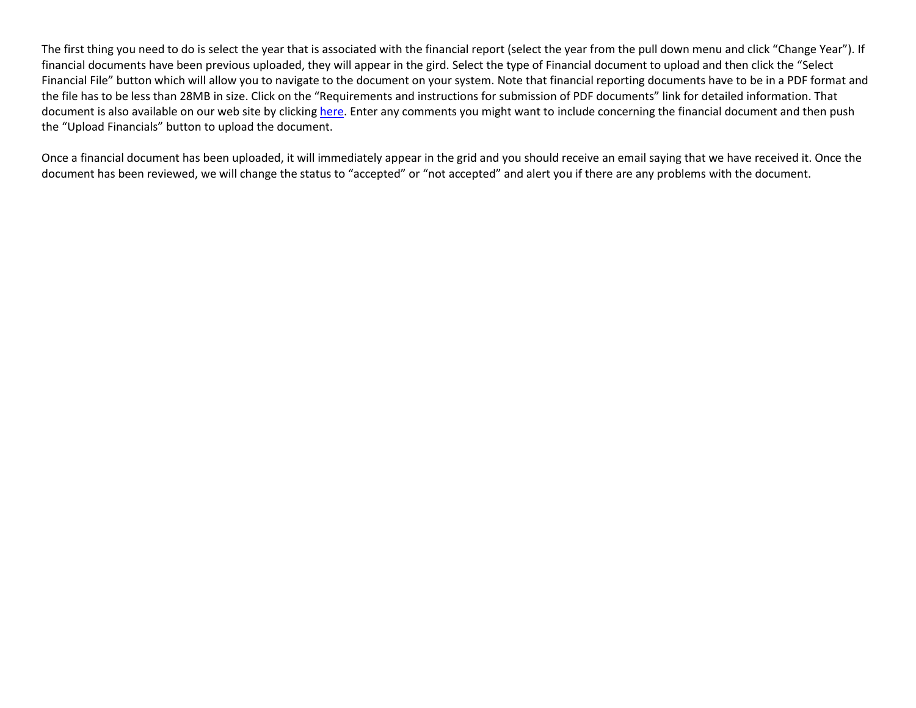The first thing you need to do is select the year that is associated with the financial report (select the year from the pull down menu and click "Change Year"). If financial documents have been previous uploaded, they will appear in the gird. Select the type of Financial document to upload and then click the "Select Financial File" button which will allow you to navigate to the document on your system. Note that financial reporting documents have to be in a PDF format and the file has to be less than 28MB in size. Click on the "Requirements and instructions for submission of PDF documents" link for detailed information. That document is also available on our web site by clicking here. Enter any comments you might want to include concerning the financial document and then push the "Upload Financials" button to upload the document.

Once a financial document has been uploaded, it will immediately appear in the grid and you should receive an email saying that we have received it. Once the document has been reviewed, we will change the status to "accepted" or "not accepted" and alert you if there are any problems with the document.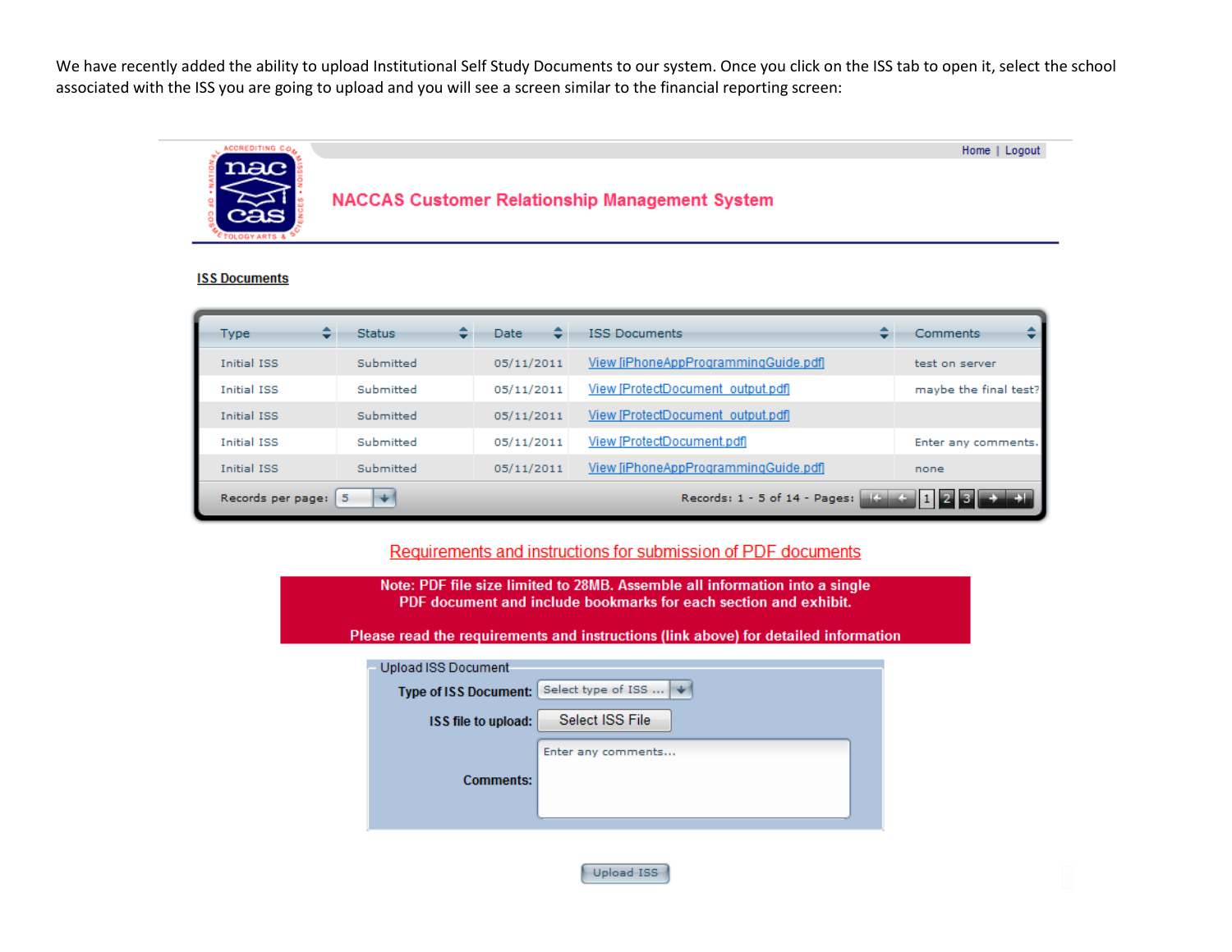We have recently added the ability to upload Institutional Self Study Documents to our system. Once you click on the ISS tab to open it, select the school associated with the ISS you are going to upload and you will see a screen similar to the financial reporting screen:

Home | Logout

## NACCAS Customer Relationship Management System

**ISS Documents**

| Type | Status | Date | ISS Documents | Comments |
|---|---|---|---|---|
| Initial ISS | Submitted | 05/11/2011 | View [iPhoneAppProgrammingGuide.pdf] | test on server |
| Initial ISS | Submitted | 05/11/2011 | View [ProtectDocument_output.pdf] | maybe the final test? |
| Initial ISS | Submitted | 05/11/2011 | View [ProtectDocument_output.pdf] | |
| Initial ISS | Submitted | 05/11/2011 | View [ProtectDocument.pdf] | Enter any comments. |
| Initial ISS | Submitted | 05/11/2011 | View [iPhoneAppProgrammingGuide.pdf] | none |

Records per page: 5 — Records: 1 - 5 of 14 - Pages: 1 2 3

Requirements and instructions for submission of PDF documents

**Note: PDF file size limited to 28MB. Assemble all information into a single PDF document and include bookmarks for each section and exhibit.**

**Please read the requirements and instructions (link above) for detailed information**

Upload ISS Document

**Type of ISS Document:** Select type of ISS ...

**ISS file to upload:** Select ISS File

**Comments:** Enter any comments...

Upload ISS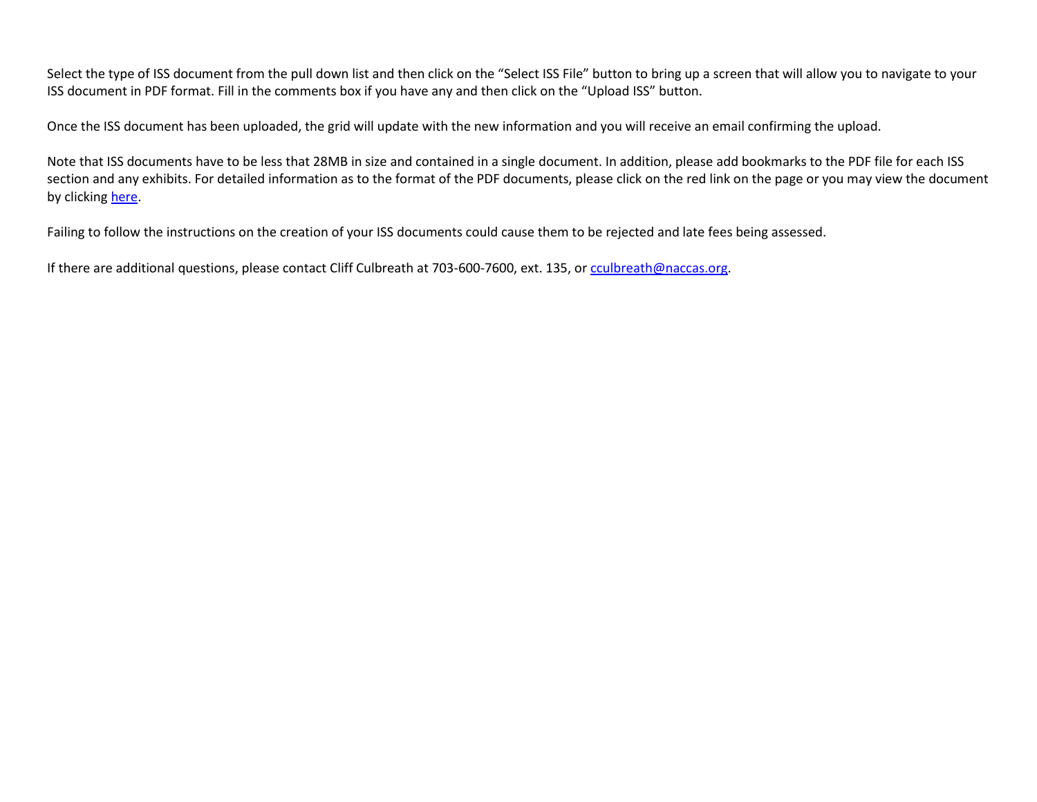Select the type of ISS document from the pull down list and then click on the “Select ISS File” button to bring up a screen that will allow you to navigate to your ISS document in PDF format. Fill in the comments box if you have any and then click on the “Upload ISS” button.

Once the ISS document has been uploaded, the grid will update with the new information and you will receive an email confirming the upload.

Note that ISS documents have to be less that 28MB in size and contained in a single document. In addition, please add bookmarks to the PDF file for each ISS section and any exhibits. For detailed information as to the format of the PDF documents, please click on the red link on the page or you may view the document by clicking here.

Failing to follow the instructions on the creation of your ISS documents could cause them to be rejected and late fees being assessed.

If there are additional questions, please contact Cliff Culbreath at 703-600-7600, ext. 135, or cculbreath@naccas.org.